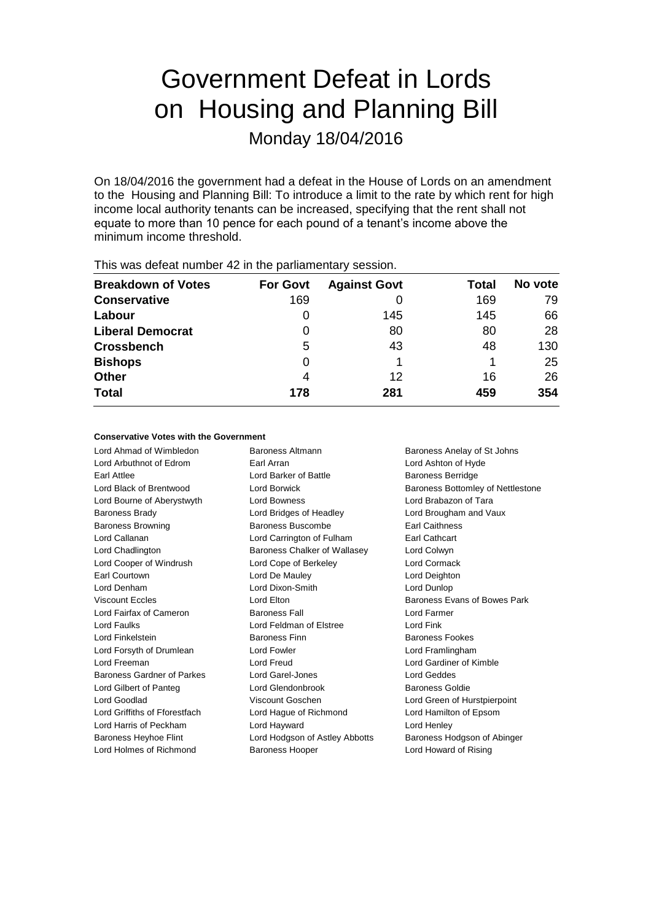# Government Defeat in Lords on Housing and Planning Bill

Monday 18/04/2016

On 18/04/2016 the government had a defeat in the House of Lords on an amendment to the Housing and Planning Bill: To introduce a limit to the rate by which rent for high income local authority tenants can be increased, specifying that the rent shall not equate to more than 10 pence for each pound of a tenant's income above the minimum income threshold.

This was defeat number 42 in the parliamentary session.

| Breakdown of Votes | For Govt | Against Govt | Total | No vote |
|---|---|---|---|---|
| Conservative | 169 | 0 | 169 | 79 |
| Labour | 0 | 145 | 145 | 66 |
| Liberal Democrat | 0 | 80 | 80 | 28 |
| Crossbench | 5 | 43 | 48 | 130 |
| Bishops | 0 | 1 | 1 | 25 |
| Other | 4 | 12 | 16 | 26 |
| Total | 178 | 281 | 459 | 354 |

### Conservative Votes with the Government

| | | |
|---|---|---|
| Lord Ahmad of Wimbledon | Baroness Altmann | Baroness Anelay of St Johns |
| Lord Arbuthnot of Edrom | Earl Arran | Lord Ashton of Hyde |
| Earl Attlee | Lord Barker of Battle | Baroness Berridge |
| Lord Black of Brentwood | Lord Borwick | Baroness Bottomley of Nettlestone |
| Lord Bourne of Aberystwyth | Lord Bowness | Lord Brabazon of Tara |
| Baroness Brady | Lord Bridges of Headley | Lord Brougham and Vaux |
| Baroness Browning | Baroness Buscombe | Earl Caithness |
| Lord Callanan | Lord Carrington of Fulham | Earl Cathcart |
| Lord Chadlington | Baroness Chalker of Wallasey | Lord Colwyn |
| Lord Cooper of Windrush | Lord Cope of Berkeley | Lord Cormack |
| Earl Courtown | Lord De Mauley | Lord Deighton |
| Lord Denham | Lord Dixon-Smith | Lord Dunlop |
| Viscount Eccles | Lord Elton | Baroness Evans of Bowes Park |
| Lord Fairfax of Cameron | Baroness Fall | Lord Farmer |
| Lord Faulks | Lord Feldman of Elstree | Lord Fink |
| Lord Finkelstein | Baroness Finn | Baroness Fookes |
| Lord Forsyth of Drumlean | Lord Fowler | Lord Framlingham |
| Lord Freeman | Lord Freud | Lord Gardiner of Kimble |
| Baroness Gardner of Parkes | Lord Garel-Jones | Lord Geddes |
| Lord Gilbert of Panteg | Lord Glendonbrook | Baroness Goldie |
| Lord Goodlad | Viscount Goschen | Lord Green of Hurstpierpoint |
| Lord Griffiths of Fforestfach | Lord Hague of Richmond | Lord Hamilton of Epsom |
| Lord Harris of Peckham | Lord Hayward | Lord Henley |
| Baroness Heyhoe Flint | Lord Hodgson of Astley Abbotts | Baroness Hodgson of Abinger |
| Lord Holmes of Richmond | Baroness Hooper | Lord Howard of Rising |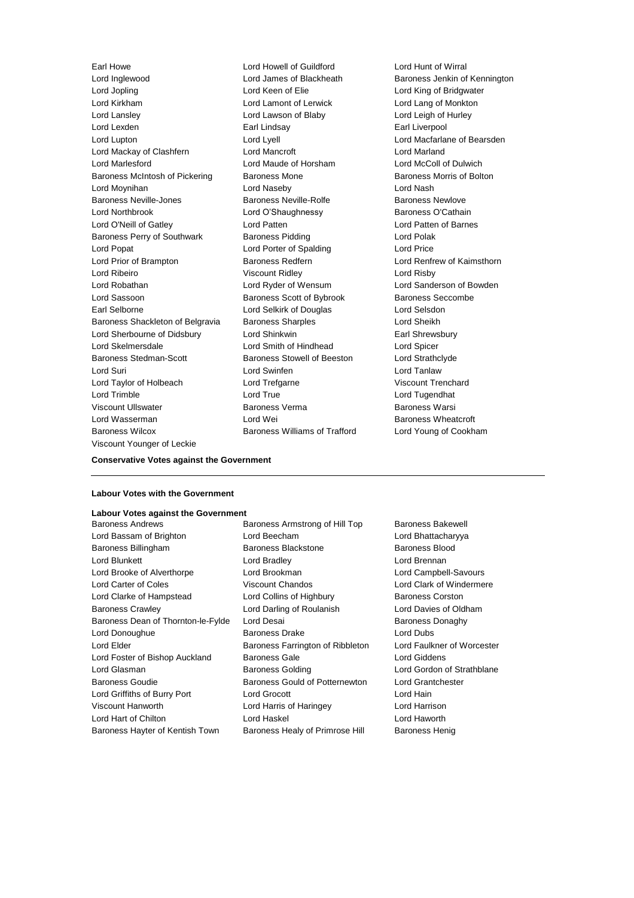Earl Howe
Lord Howell of Guildford
Lord Hunt of Wirral
Lord Inglewood
Lord James of Blackheath
Baroness Jenkin of Kennington
Lord Jopling
Lord Keen of Elie
Lord King of Bridgwater
Lord Kirkham
Lord Lamont of Lerwick
Lord Lang of Monkton
Lord Lansley
Lord Lawson of Blaby
Lord Leigh of Hurley
Lord Lexden
Earl Lindsay
Earl Liverpool
Lord Lupton
Lord Lyell
Lord Macfarlane of Bearsden
Lord Mackay of Clashfern
Lord Mancroft
Lord Marland
Lord Marlesford
Lord Maude of Horsham
Lord McColl of Dulwich
Baroness McIntosh of Pickering
Baroness Mone
Baroness Morris of Bolton
Lord Moynihan
Lord Naseby
Lord Nash
Baroness Neville-Jones
Baroness Neville-Rolfe
Baroness Newlove
Lord Northbrook
Lord O'Shaughnessy
Baroness O'Cathain
Lord O'Neill of Gatley
Lord Patten
Lord Patten of Barnes
Baroness Perry of Southwark
Baroness Pidding
Lord Polak
Lord Popat
Lord Porter of Spalding
Lord Price
Lord Prior of Brampton
Baroness Redfern
Lord Renfrew of Kaimsthorn
Lord Ribeiro
Viscount Ridley
Lord Risby
Lord Robathan
Lord Ryder of Wensum
Lord Sanderson of Bowden
Lord Sassoon
Baroness Scott of Bybrook
Baroness Seccombe
Earl Selborne
Lord Selkirk of Douglas
Lord Selsdon
Baroness Shackleton of Belgravia
Baroness Sharples
Lord Sheikh
Lord Sherbourne of Didsbury
Lord Shinkwin
Earl Shrewsbury
Lord Skelmersdale
Lord Smith of Hindhead
Lord Spicer
Baroness Stedman-Scott
Baroness Stowell of Beeston
Lord Strathclyde
Lord Suri
Lord Swinfen
Lord Tanlaw
Lord Taylor of Holbeach
Lord Trefgarne
Viscount Trenchard
Lord Trimble
Lord True
Lord Tugendhat
Viscount Ullswater
Baroness Verma
Baroness Warsi
Lord Wasserman
Lord Wei
Baroness Wheatcroft
Baroness Wilcox
Baroness Williams of Trafford
Lord Young of Cookham
Viscount Younger of Leckie

**Conservative Votes against the Government**

---

**Labour Votes with the Government**

**Labour Votes against the Government**

Baroness Andrews
Baroness Armstrong of Hill Top
Baroness Bakewell
Lord Bassam of Brighton
Lord Beecham
Lord Bhattacharyya
Baroness Billingham
Baroness Blackstone
Baroness Blood
Lord Blunkett
Lord Bradley
Lord Brennan
Lord Brooke of Alverthorpe
Lord Brookman
Lord Campbell-Savours
Lord Carter of Coles
Viscount Chandos
Lord Clark of Windermere
Lord Clarke of Hampstead
Lord Collins of Highbury
Baroness Corston
Baroness Crawley
Lord Darling of Roulanish
Lord Davies of Oldham
Baroness Dean of Thornton-le-Fylde
Lord Desai
Baroness Donaghy
Lord Donoughue
Baroness Drake
Lord Dubs
Lord Elder
Baroness Farrington of Ribbleton
Lord Faulkner of Worcester
Lord Foster of Bishop Auckland
Baroness Gale
Lord Giddens
Lord Glasman
Baroness Golding
Lord Gordon of Strathblane
Baroness Goudie
Baroness Gould of Potternewton
Lord Grantchester
Lord Griffiths of Burry Port
Lord Grocott
Lord Hain
Viscount Hanworth
Lord Harris of Haringey
Lord Harrison
Lord Hart of Chilton
Lord Haskel
Lord Haworth
Baroness Hayter of Kentish Town
Baroness Healy of Primrose Hill
Baroness Henig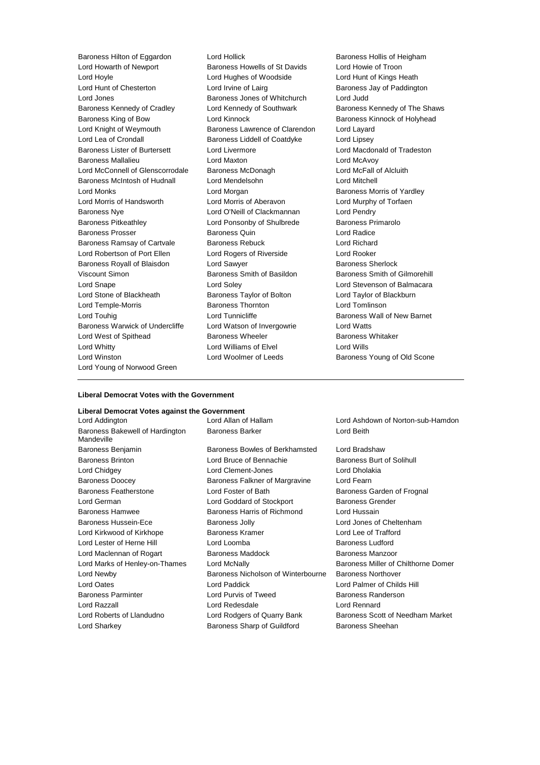Baroness Hilton of Eggardon
Lord Hollick
Baroness Hollis of Heigham
Lord Howarth of Newport
Baroness Howells of St Davids
Lord Howie of Troon
Lord Hoyle
Lord Hughes of Woodside
Lord Hunt of Kings Heath
Lord Hunt of Chesterton
Lord Irvine of Lairg
Baroness Jay of Paddington
Lord Jones
Baroness Jones of Whitchurch
Lord Judd
Baroness Kennedy of Cradley
Lord Kennedy of Southwark
Baroness Kennedy of The Shaws
Baroness King of Bow
Lord Kinnock
Baroness Kinnock of Holyhead
Lord Knight of Weymouth
Baroness Lawrence of Clarendon
Lord Layard
Lord Lea of Crondall
Baroness Liddell of Coatdyke
Lord Lipsey
Baroness Lister of Burtersett
Lord Livermore
Lord Macdonald of Tradeston
Baroness Mallalieu
Lord Maxton
Lord McAvoy
Lord McConnell of Glenscorrodale
Baroness McDonagh
Lord McFall of Alcluith
Baroness McIntosh of Hudnall
Lord Mendelsohn
Lord Mitchell
Lord Monks
Lord Morgan
Baroness Morris of Yardley
Lord Morris of Handsworth
Lord Morris of Aberavon
Lord Murphy of Torfaen
Baroness Nye
Lord O'Neill of Clackmannan
Lord Pendry
Baroness Pitkeathley
Lord Ponsonby of Shulbrede
Baroness Primarolo
Baroness Prosser
Baroness Quin
Lord Radice
Baroness Ramsay of Cartvale
Baroness Rebuck
Lord Richard
Lord Robertson of Port Ellen
Lord Rogers of Riverside
Lord Rooker
Baroness Royall of Blaisdon
Lord Sawyer
Baroness Sherlock
Viscount Simon
Baroness Smith of Basildon
Baroness Smith of Gilmorehill
Lord Snape
Lord Soley
Lord Stevenson of Balmacara
Lord Stone of Blackheath
Baroness Taylor of Bolton
Lord Taylor of Blackburn
Lord Temple-Morris
Baroness Thornton
Lord Tomlinson
Lord Touhig
Lord Tunnicliffe
Baroness Wall of New Barnet
Baroness Warwick of Undercliffe
Lord Watson of Invergowrie
Lord Watts
Lord West of Spithead
Baroness Wheeler
Baroness Whitaker
Lord Whitty
Lord Williams of Elvel
Lord Wills
Lord Winston
Lord Woolmer of Leeds
Baroness Young of Old Scone
Lord Young of Norwood Green

---

**Liberal Democrat Votes with the Government**

**Liberal Democrat Votes against the Government**

Lord Addington
Lord Allan of Hallam
Lord Ashdown of Norton-sub-Hamdon
Baroness Bakewell of Hardington Mandeville
Baroness Barker
Lord Beith
Baroness Benjamin
Baroness Bowles of Berkhamsted
Lord Bradshaw
Baroness Brinton
Lord Bruce of Bennachie
Baroness Burt of Solihull
Lord Chidgey
Lord Clement-Jones
Lord Dholakia
Baroness Doocey
Baroness Falkner of Margravine
Lord Fearn
Baroness Featherstone
Lord Foster of Bath
Baroness Garden of Frognal
Lord German
Lord Goddard of Stockport
Baroness Grender
Baroness Hamwee
Baroness Harris of Richmond
Lord Hussain
Baroness Hussein-Ece
Baroness Jolly
Lord Jones of Cheltenham
Lord Kirkwood of Kirkhope
Baroness Kramer
Lord Lee of Trafford
Lord Lester of Herne Hill
Lord Loomba
Baroness Ludford
Lord Maclennan of Rogart
Baroness Maddock
Baroness Manzoor
Lord Marks of Henley-on-Thames
Lord McNally
Baroness Miller of Chilthorne Domer
Lord Newby
Baroness Nicholson of Winterbourne
Baroness Northover
Lord Oates
Lord Paddick
Lord Palmer of Childs Hill
Baroness Parminter
Lord Purvis of Tweed
Baroness Randerson
Lord Razzall
Lord Redesdale
Lord Rennard
Lord Roberts of Llandudno
Lord Rodgers of Quarry Bank
Baroness Scott of Needham Market
Lord Sharkey
Baroness Sharp of Guildford
Baroness Sheehan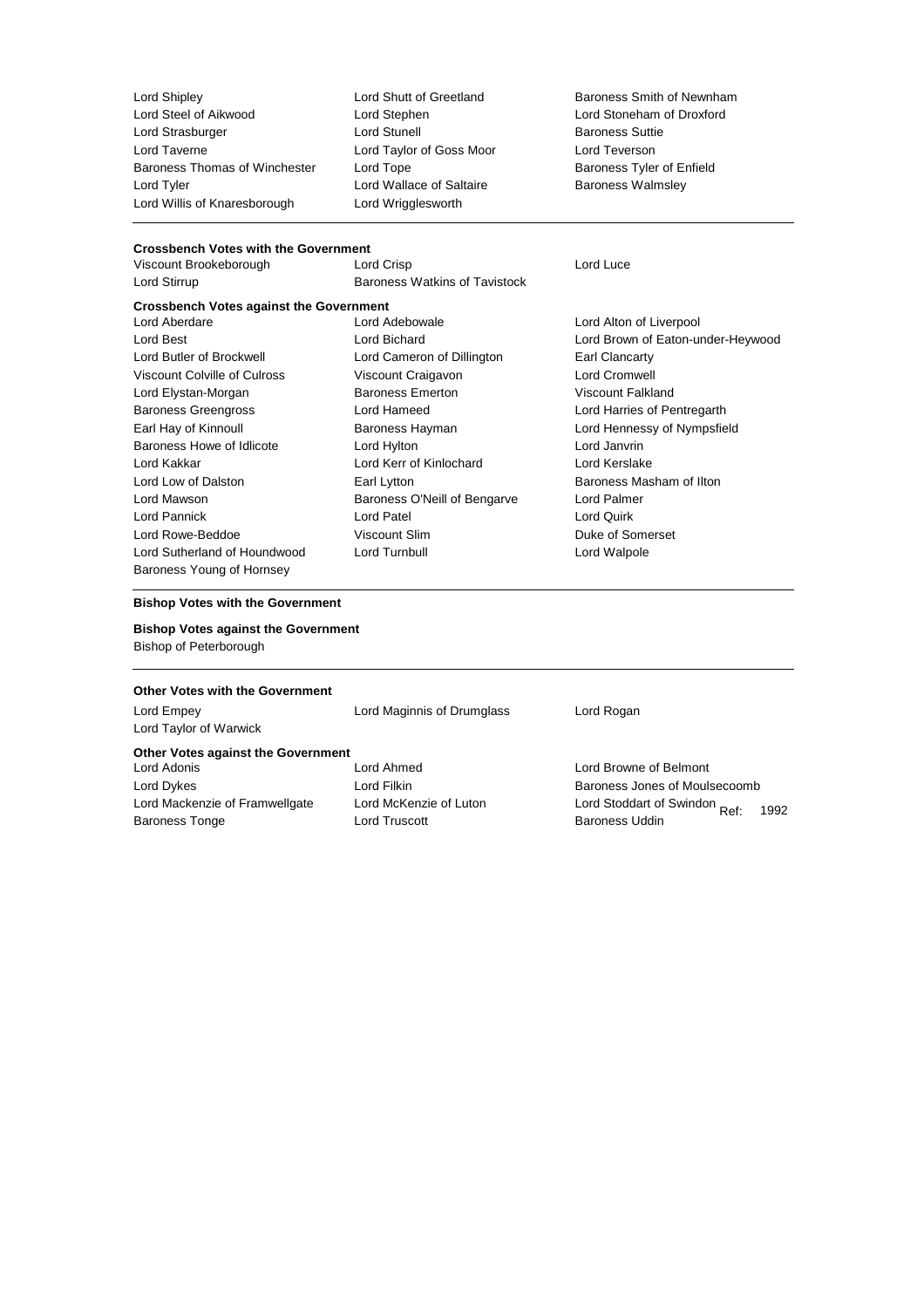Lord Shipley
Lord Shutt of Greetland
Baroness Smith of Newnham
Lord Steel of Aikwood
Lord Stephen
Lord Stoneham of Droxford
Lord Strasburger
Lord Stunell
Baroness Suttie
Lord Taverne
Lord Taylor of Goss Moor
Lord Teverson
Baroness Thomas of Winchester
Lord Tope
Baroness Tyler of Enfield
Lord Tyler
Lord Wallace of Saltaire
Baroness Walmsley
Lord Willis of Knaresborough
Lord Wrigglesworth

**Crossbench Votes with the Government**

Viscount Brookeborough
Lord Crisp
Lord Luce
Lord Stirrup
Baroness Watkins of Tavistock

**Crossbench Votes against the Government**

Lord Aberdare
Lord Adebowale
Lord Alton of Liverpool
Lord Best
Lord Bichard
Lord Brown of Eaton-under-Heywood
Lord Butler of Brockwell
Lord Cameron of Dillington
Earl Clancarty
Viscount Colville of Culross
Viscount Craigavon
Lord Cromwell
Lord Elystan-Morgan
Baroness Emerton
Viscount Falkland
Baroness Greengross
Lord Hameed
Lord Harries of Pentregarth
Earl Hay of Kinnoull
Baroness Hayman
Lord Hennessy of Nympsfield
Baroness Howe of Idlicote
Lord Hylton
Lord Janvrin
Lord Kakkar
Lord Kerr of Kinlochard
Lord Kerslake
Lord Low of Dalston
Earl Lytton
Baroness Masham of Ilton
Lord Mawson
Baroness O'Neill of Bengarve
Lord Palmer
Lord Pannick
Lord Patel
Lord Quirk
Lord Rowe-Beddoe
Viscount Slim
Duke of Somerset
Lord Sutherland of Houndwood
Lord Turnbull
Lord Walpole
Baroness Young of Hornsey

**Bishop Votes with the Government**

**Bishop Votes against the Government**

Bishop of Peterborough

**Other Votes with the Government**

Lord Empey
Lord Maginnis of Drumglass
Lord Rogan
Lord Taylor of Warwick

**Other Votes against the Government**

Lord Adonis
Lord Ahmed
Lord Browne of Belmont
Lord Dykes
Lord Filkin
Baroness Jones of Moulsecoomb
Lord Mackenzie of Framwellgate
Lord McKenzie of Luton
Lord Stoddart of Swindon
Baroness Tonge
Lord Truscott
Baroness Uddin

Ref: 1992